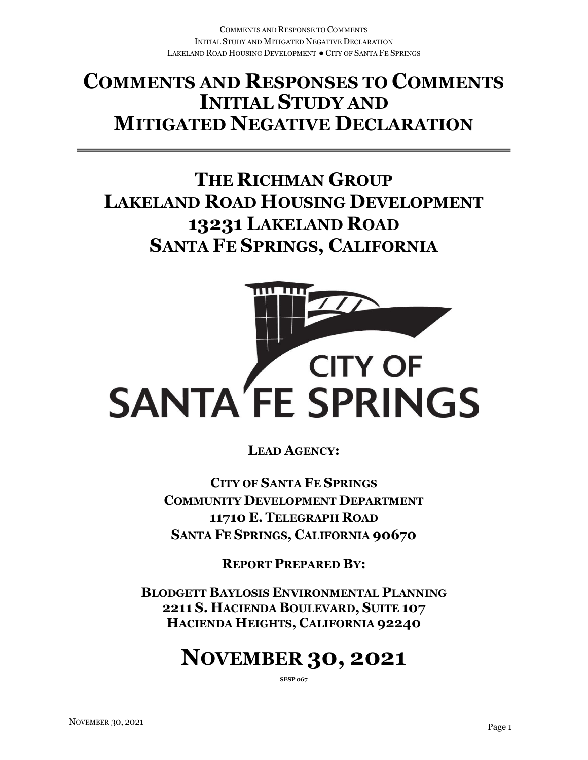# COMMENTS AND RESPONSES TO COMMENTS INITIAL STUDY AND MITIGATED NEGATIVE DECLARATION

## THE RICHMAN GROUP LAKELAND ROAD HOUSING DEVELOPMENT 13231 LAKELAND ROAD SANTA FE SPRINGS, CALIFORNIA

CITY OF SANTA FE SPRINGS

**LEAD AGENCY:**

**CITY OF SANTA FE SPRINGS**
**COMMUNITY DEVELOPMENT DEPARTMENT**
**11710 E. TELEGRAPH ROAD**
**SANTA FE SPRINGS, CALIFORNIA 90670**

**REPORT PREPARED BY:**

**BLODGETT BAYLOSIS ENVIRONMENTAL PLANNING**
**2211 S. HACIENDA BOULEVARD, SUITE 107**
**HACIENDA HEIGHTS, CALIFORNIA 92240**

# NOVEMBER 30, 2021

**SFSP 067**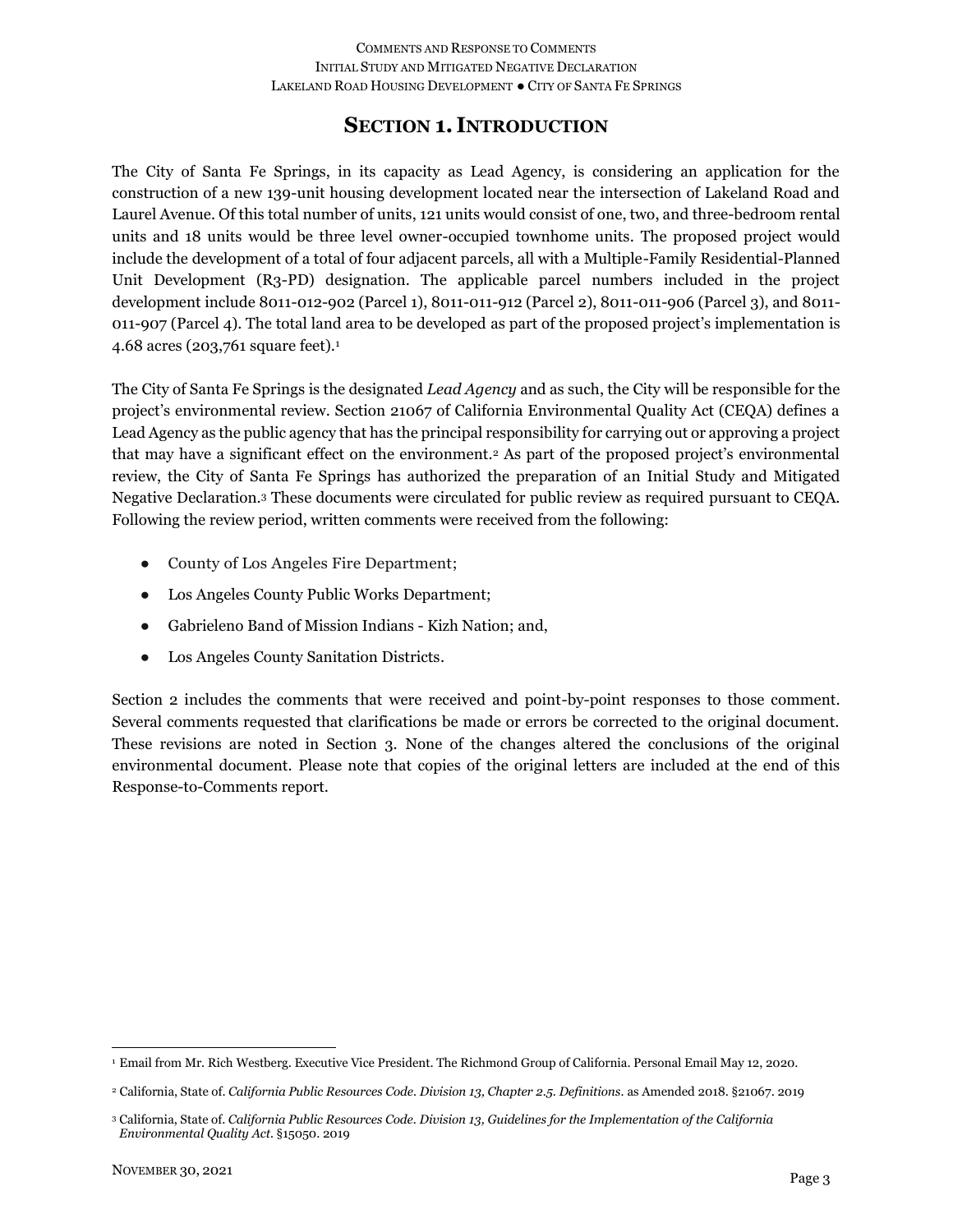# SECTION 1. INTRODUCTION

The City of Santa Fe Springs, in its capacity as Lead Agency, is considering an application for the construction of a new 139-unit housing development located near the intersection of Lakeland Road and Laurel Avenue. Of this total number of units, 121 units would consist of one, two, and three-bedroom rental units and 18 units would be three level owner-occupied townhome units. The proposed project would include the development of a total of four adjacent parcels, all with a Multiple-Family Residential-Planned Unit Development (R3-PD) designation. The applicable parcel numbers included in the project development include 8011-012-902 (Parcel 1), 8011-011-912 (Parcel 2), 8011-011-906 (Parcel 3), and 8011-011-907 (Parcel 4). The total land area to be developed as part of the proposed project's implementation is 4.68 acres (203,761 square feet).[1]

The City of Santa Fe Springs is the designated *Lead Agency* and as such, the City will be responsible for the project's environmental review. Section 21067 of California Environmental Quality Act (CEQA) defines a Lead Agency as the public agency that has the principal responsibility for carrying out or approving a project that may have a significant effect on the environment.[2] As part of the proposed project's environmental review, the City of Santa Fe Springs has authorized the preparation of an Initial Study and Mitigated Negative Declaration.[3] These documents were circulated for public review as required pursuant to CEQA. Following the review period, written comments were received from the following:

- County of Los Angeles Fire Department;
- Los Angeles County Public Works Department;
- Gabrieleno Band of Mission Indians - Kizh Nation; and,
- Los Angeles County Sanitation Districts.

Section 2 includes the comments that were received and point-by-point responses to those comment. Several comments requested that clarifications be made or errors be corrected to the original document. These revisions are noted in Section 3. None of the changes altered the conclusions of the original environmental document. Please note that copies of the original letters are included at the end of this Response-to-Comments report.

---

[1] Email from Mr. Rich Westberg. Executive Vice President. The Richmond Group of California. Personal Email May 12, 2020.

[2] California, State of. *California Public Resources Code. Division 13, Chapter 2.5. Definitions.* as Amended 2018. §21067. 2019

[3] California, State of. *California Public Resources Code. Division 13, Guidelines for the Implementation of the California Environmental Quality Act.* §15050. 2019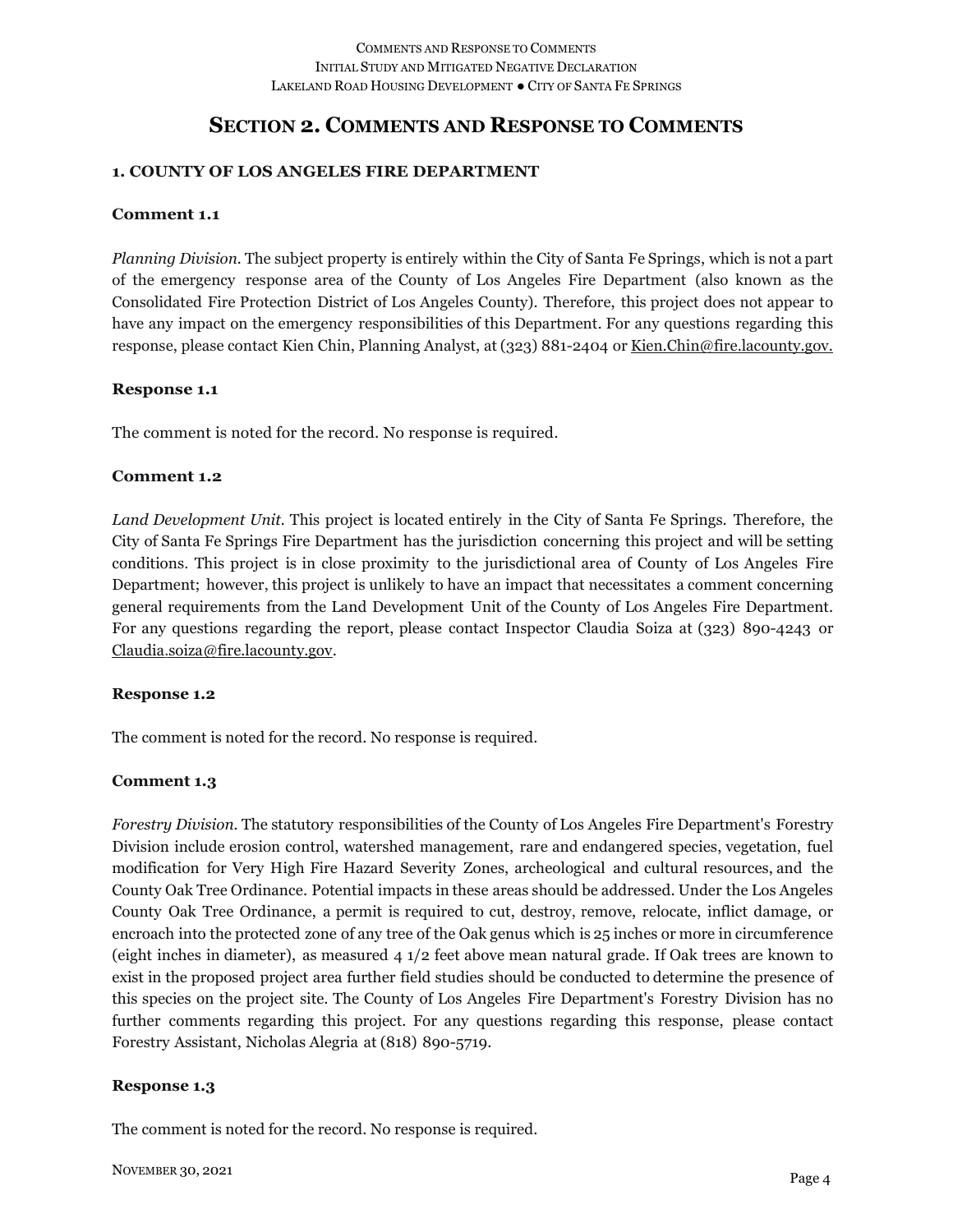# Section 2. Comments and Response to Comments

## 1. COUNTY OF LOS ANGELES FIRE DEPARTMENT

### Comment 1.1

*Planning Division.* The subject property is entirely within the City of Santa Fe Springs, which is not a part of the emergency response area of the County of Los Angeles Fire Department (also known as the Consolidated Fire Protection District of Los Angeles County). Therefore, this project does not appear to have any impact on the emergency responsibilities of this Department. For any questions regarding this response, please contact Kien Chin, Planning Analyst, at (323) 881-2404 or Kien.Chin@fire.lacounty.gov.

### Response 1.1

The comment is noted for the record. No response is required.

### Comment 1.2

*Land Development Unit.* This project is located entirely in the City of Santa Fe Springs. Therefore, the City of Santa Fe Springs Fire Department has the jurisdiction concerning this project and will be setting conditions. This project is in close proximity to the jurisdictional area of County of Los Angeles Fire Department; however, this project is unlikely to have an impact that necessitates a comment concerning general requirements from the Land Development Unit of the County of Los Angeles Fire Department. For any questions regarding the report, please contact Inspector Claudia Soiza at (323) 890-4243 or Claudia.soiza@fire.lacounty.gov.

### Response 1.2

The comment is noted for the record. No response is required.

### Comment 1.3

*Forestry Division.* The statutory responsibilities of the County of Los Angeles Fire Department's Forestry Division include erosion control, watershed management, rare and endangered species, vegetation, fuel modification for Very High Fire Hazard Severity Zones, archeological and cultural resources, and the County Oak Tree Ordinance. Potential impacts in these areas should be addressed. Under the Los Angeles County Oak Tree Ordinance, a permit is required to cut, destroy, remove, relocate, inflict damage, or encroach into the protected zone of any tree of the Oak genus which is 25 inches or more in circumference (eight inches in diameter), as measured 4 1/2 feet above mean natural grade. If Oak trees are known to exist in the proposed project area further field studies should be conducted to determine the presence of this species on the project site. The County of Los Angeles Fire Department's Forestry Division has no further comments regarding this project. For any questions regarding this response, please contact Forestry Assistant, Nicholas Alegria at (818) 890-5719.

### Response 1.3

The comment is noted for the record. No response is required.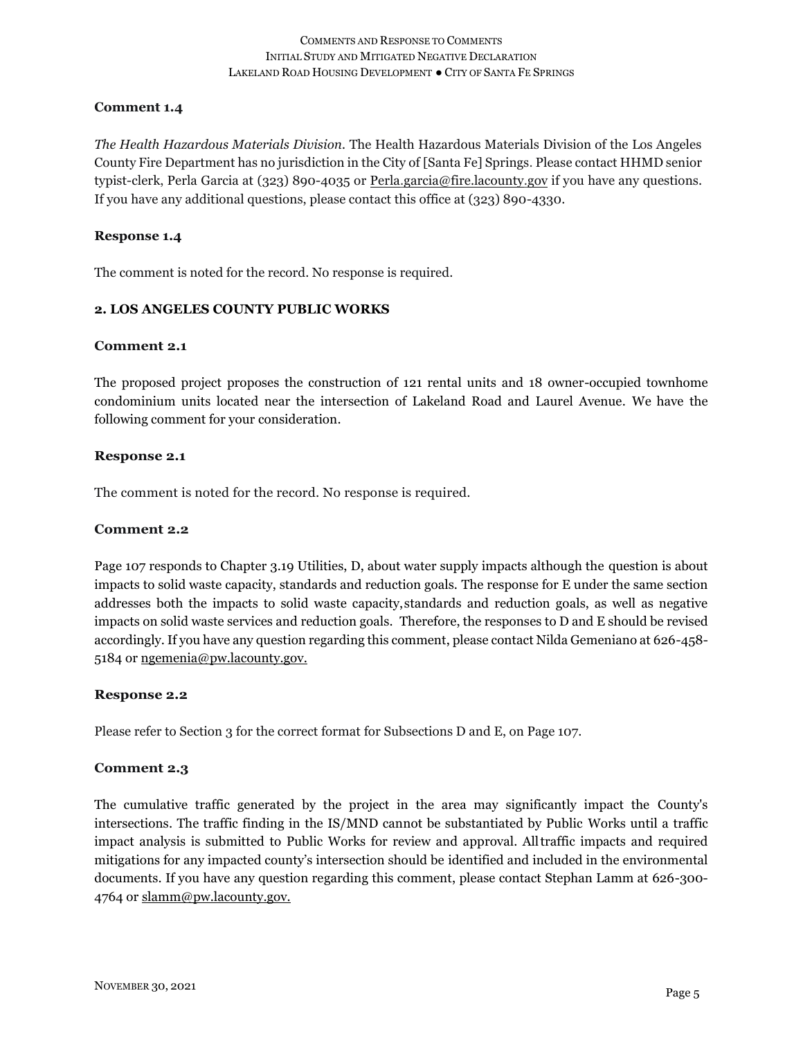**Comment 1.4**

*The Health Hazardous Materials Division.* The Health Hazardous Materials Division of the Los Angeles County Fire Department has no jurisdiction in the City of [Santa Fe] Springs. Please contact HHMD senior typist-clerk, Perla Garcia at (323) 890-4035 or Perla.garcia@fire.lacounty.gov if you have any questions. If you have any additional questions, please contact this office at (323) 890-4330.

**Response 1.4**

The comment is noted for the record. No response is required.

**2. LOS ANGELES COUNTY PUBLIC WORKS**

**Comment 2.1**

The proposed project proposes the construction of 121 rental units and 18 owner-occupied townhome condominium units located near the intersection of Lakeland Road and Laurel Avenue. We have the following comment for your consideration.

**Response 2.1**

The comment is noted for the record. No response is required.

**Comment 2.2**

Page 107 responds to Chapter 3.19 Utilities, D, about water supply impacts although the question is about impacts to solid waste capacity, standards and reduction goals. The response for E under the same section addresses both the impacts to solid waste capacity, standards and reduction goals, as well as negative impacts on solid waste services and reduction goals. Therefore, the responses to D and E should be revised accordingly. If you have any question regarding this comment, please contact Nilda Gemeniano at 626-458-5184 or ngemenia@pw.lacounty.gov.

**Response 2.2**

Please refer to Section 3 for the correct format for Subsections D and E, on Page 107.

**Comment 2.3**

The cumulative traffic generated by the project in the area may significantly impact the County's intersections. The traffic finding in the IS/MND cannot be substantiated by Public Works until a traffic impact analysis is submitted to Public Works for review and approval. All traffic impacts and required mitigations for any impacted county's intersection should be identified and included in the environmental documents. If you have any question regarding this comment, please contact Stephan Lamm at 626-300-4764 or slamm@pw.lacounty.gov.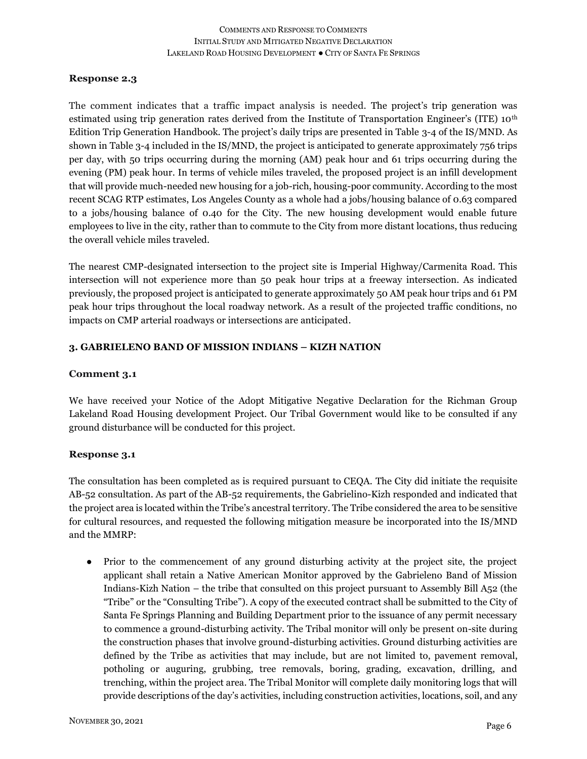### Response 2.3

The comment indicates that a traffic impact analysis is needed. The project's trip generation was estimated using trip generation rates derived from the Institute of Transportation Engineer's (ITE) 10th Edition Trip Generation Handbook. The project's daily trips are presented in Table 3-4 of the IS/MND. As shown in Table 3-4 included in the IS/MND, the project is anticipated to generate approximately 756 trips per day, with 50 trips occurring during the morning (AM) peak hour and 61 trips occurring during the evening (PM) peak hour. In terms of vehicle miles traveled, the proposed project is an infill development that will provide much-needed new housing for a job-rich, housing-poor community. According to the most recent SCAG RTP estimates, Los Angeles County as a whole had a jobs/housing balance of 0.63 compared to a jobs/housing balance of 0.40 for the City. The new housing development would enable future employees to live in the city, rather than to commute to the City from more distant locations, thus reducing the overall vehicle miles traveled.

The nearest CMP-designated intersection to the project site is Imperial Highway/Carmenita Road. This intersection will not experience more than 50 peak hour trips at a freeway intersection. As indicated previously, the proposed project is anticipated to generate approximately 50 AM peak hour trips and 61 PM peak hour trips throughout the local roadway network. As a result of the projected traffic conditions, no impacts on CMP arterial roadways or intersections are anticipated.

## 3. GABRIELENO BAND OF MISSION INDIANS – KIZH NATION

### Comment 3.1

We have received your Notice of the Adopt Mitigative Negative Declaration for the Richman Group Lakeland Road Housing development Project. Our Tribal Government would like to be consulted if any ground disturbance will be conducted for this project.

### Response 3.1

The consultation has been completed as is required pursuant to CEQA. The City did initiate the requisite AB-52 consultation. As part of the AB-52 requirements, the Gabrielino-Kizh responded and indicated that the project area is located within the Tribe's ancestral territory. The Tribe considered the area to be sensitive for cultural resources, and requested the following mitigation measure be incorporated into the IS/MND and the MMRP:

- Prior to the commencement of any ground disturbing activity at the project site, the project applicant shall retain a Native American Monitor approved by the Gabrieleno Band of Mission Indians-Kizh Nation – the tribe that consulted on this project pursuant to Assembly Bill A52 (the "Tribe" or the "Consulting Tribe"). A copy of the executed contract shall be submitted to the City of Santa Fe Springs Planning and Building Department prior to the issuance of any permit necessary to commence a ground-disturbing activity. The Tribal monitor will only be present on-site during the construction phases that involve ground-disturbing activities. Ground disturbing activities are defined by the Tribe as activities that may include, but are not limited to, pavement removal, potholing or auguring, grubbing, tree removals, boring, grading, excavation, drilling, and trenching, within the project area. The Tribal Monitor will complete daily monitoring logs that will provide descriptions of the day's activities, including construction activities, locations, soil, and any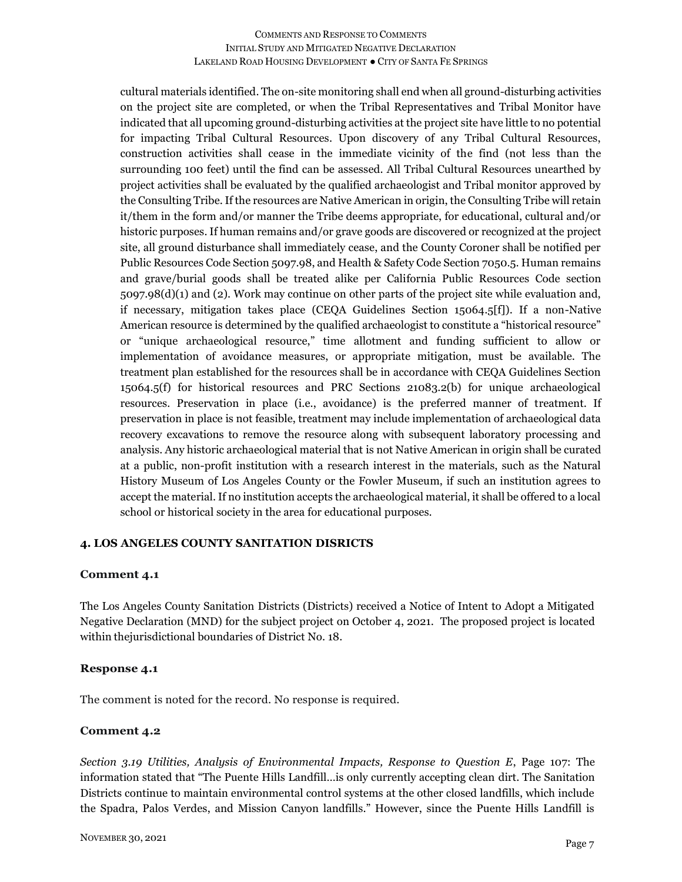cultural materials identified. The on-site monitoring shall end when all ground-disturbing activities on the project site are completed, or when the Tribal Representatives and Tribal Monitor have indicated that all upcoming ground-disturbing activities at the project site have little to no potential for impacting Tribal Cultural Resources. Upon discovery of any Tribal Cultural Resources, construction activities shall cease in the immediate vicinity of the find (not less than the surrounding 100 feet) until the find can be assessed. All Tribal Cultural Resources unearthed by project activities shall be evaluated by the qualified archaeologist and Tribal monitor approved by the Consulting Tribe. If the resources are Native American in origin, the Consulting Tribe will retain it/them in the form and/or manner the Tribe deems appropriate, for educational, cultural and/or historic purposes. If human remains and/or grave goods are discovered or recognized at the project site, all ground disturbance shall immediately cease, and the County Coroner shall be notified per Public Resources Code Section 5097.98, and Health & Safety Code Section 7050.5. Human remains and grave/burial goods shall be treated alike per California Public Resources Code section 5097.98(d)(1) and (2). Work may continue on other parts of the project site while evaluation and, if necessary, mitigation takes place (CEQA Guidelines Section 15064.5[f]). If a non-Native American resource is determined by the qualified archaeologist to constitute a "historical resource" or "unique archaeological resource," time allotment and funding sufficient to allow or implementation of avoidance measures, or appropriate mitigation, must be available. The treatment plan established for the resources shall be in accordance with CEQA Guidelines Section 15064.5(f) for historical resources and PRC Sections 21083.2(b) for unique archaeological resources. Preservation in place (i.e., avoidance) is the preferred manner of treatment. If preservation in place is not feasible, treatment may include implementation of archaeological data recovery excavations to remove the resource along with subsequent laboratory processing and analysis. Any historic archaeological material that is not Native American in origin shall be curated at a public, non-profit institution with a research interest in the materials, such as the Natural History Museum of Los Angeles County or the Fowler Museum, if such an institution agrees to accept the material. If no institution accepts the archaeological material, it shall be offered to a local school or historical society in the area for educational purposes.

## 4. LOS ANGELES COUNTY SANITATION DISRICTS

### Comment 4.1

The Los Angeles County Sanitation Districts (Districts) received a Notice of Intent to Adopt a Mitigated Negative Declaration (MND) for the subject project on October 4, 2021. The proposed project is located within thejurisdictional boundaries of District No. 18.

### Response 4.1

The comment is noted for the record. No response is required.

### Comment 4.2

*Section 3.19 Utilities, Analysis of Environmental Impacts, Response to Question E*, Page 107: The information stated that "The Puente Hills Landfill…is only currently accepting clean dirt. The Sanitation Districts continue to maintain environmental control systems at the other closed landfills, which include the Spadra, Palos Verdes, and Mission Canyon landfills." However, since the Puente Hills Landfill is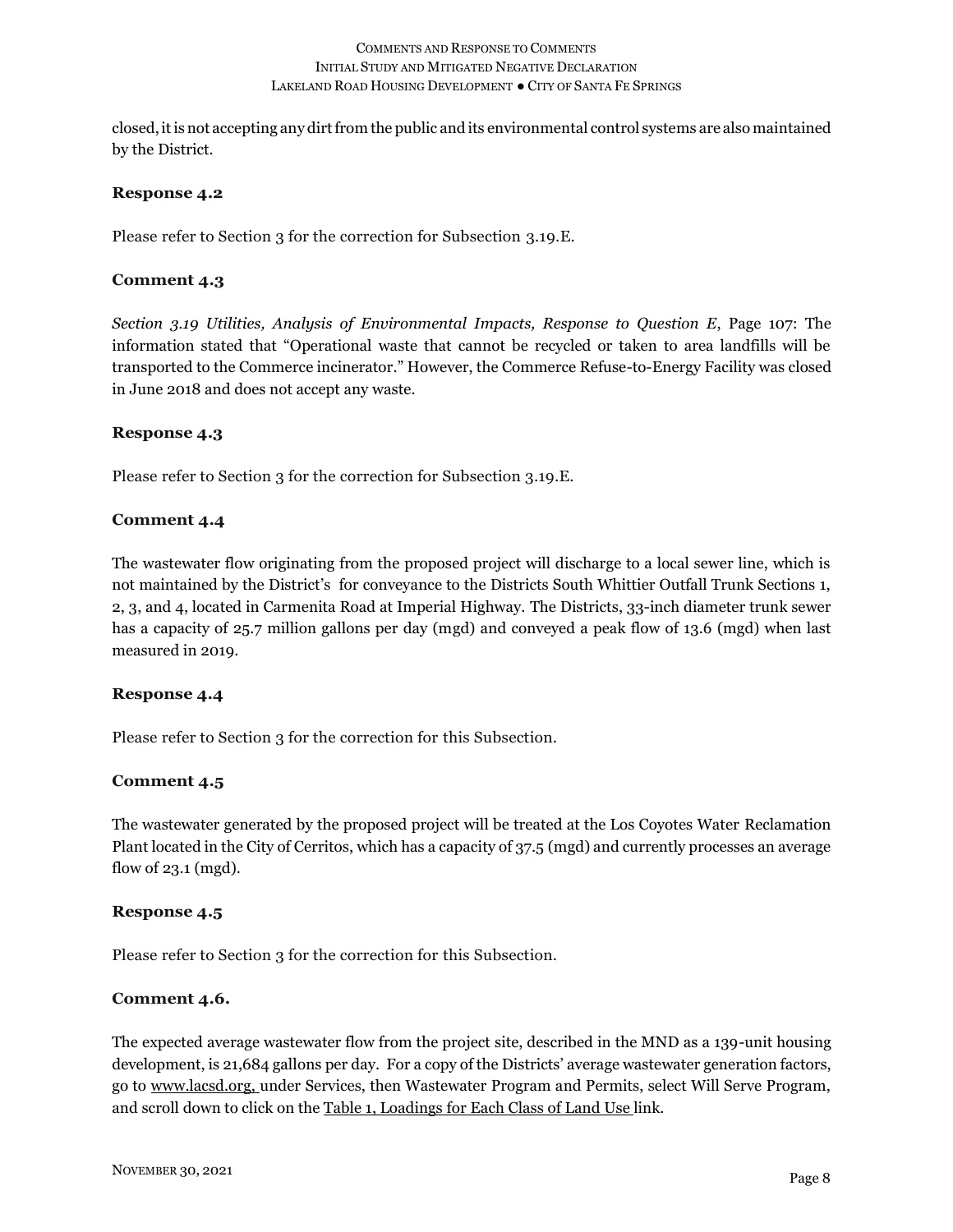closed, it is not accepting any dirt from the public and its environmental control systems are also maintained by the District.

### Response 4.2

Please refer to Section 3 for the correction for Subsection 3.19.E.

### Comment 4.3

*Section 3.19 Utilities, Analysis of Environmental Impacts, Response to Question E*, Page 107: The information stated that "Operational waste that cannot be recycled or taken to area landfills will be transported to the Commerce incinerator." However, the Commerce Refuse-to-Energy Facility was closed in June 2018 and does not accept any waste.

### Response 4.3

Please refer to Section 3 for the correction for Subsection 3.19.E.

### Comment 4.4

The wastewater flow originating from the proposed project will discharge to a local sewer line, which is not maintained by the District's for conveyance to the Districts South Whittier Outfall Trunk Sections 1, 2, 3, and 4, located in Carmenita Road at Imperial Highway. The Districts, 33-inch diameter trunk sewer has a capacity of 25.7 million gallons per day (mgd) and conveyed a peak flow of 13.6 (mgd) when last measured in 2019.

### Response 4.4

Please refer to Section 3 for the correction for this Subsection.

### Comment 4.5

The wastewater generated by the proposed project will be treated at the Los Coyotes Water Reclamation Plant located in the City of Cerritos, which has a capacity of 37.5 (mgd) and currently processes an average flow of 23.1 (mgd).

### Response 4.5

Please refer to Section 3 for the correction for this Subsection.

### Comment 4.6.

The expected average wastewater flow from the project site, described in the MND as a 139-unit housing development, is 21,684 gallons per day. For a copy of the Districts' average wastewater generation factors, go to www.lacsd.org, under Services, then Wastewater Program and Permits, select Will Serve Program, and scroll down to click on the Table 1, Loadings for Each Class of Land Use link.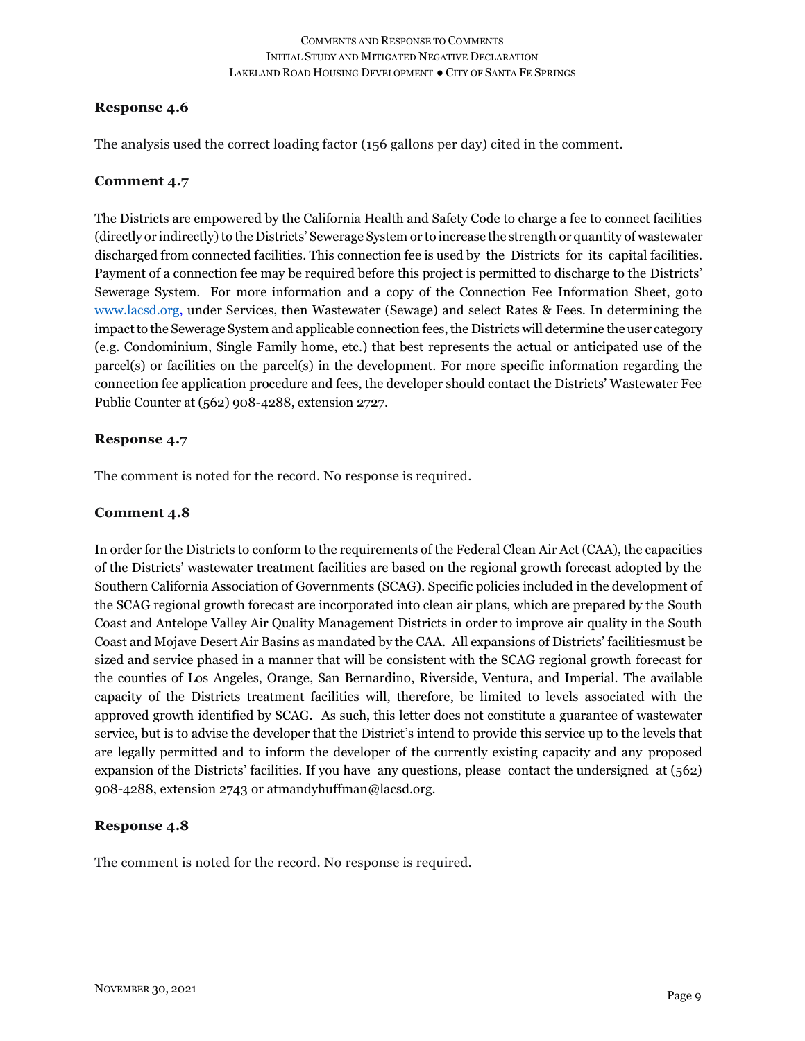### Response 4.6

The analysis used the correct loading factor (156 gallons per day) cited in the comment.

### Comment 4.7

The Districts are empowered by the California Health and Safety Code to charge a fee to connect facilities (directly or indirectly) to the Districts' Sewerage System or to increase the strength or quantity of wastewater discharged from connected facilities. This connection fee is used by the Districts for its capital facilities. Payment of a connection fee may be required before this project is permitted to discharge to the Districts' Sewerage System. For more information and a copy of the Connection Fee Information Sheet, go to www.lacsd.org, under Services, then Wastewater (Sewage) and select Rates & Fees. In determining the impact to the Sewerage System and applicable connection fees, the Districts will determine the user category (e.g. Condominium, Single Family home, etc.) that best represents the actual or anticipated use of the parcel(s) or facilities on the parcel(s) in the development. For more specific information regarding the connection fee application procedure and fees, the developer should contact the Districts' Wastewater Fee Public Counter at (562) 908-4288, extension 2727.

### Response 4.7

The comment is noted for the record. No response is required.

### Comment 4.8

In order for the Districts to conform to the requirements of the Federal Clean Air Act (CAA), the capacities of the Districts' wastewater treatment facilities are based on the regional growth forecast adopted by the Southern California Association of Governments (SCAG). Specific policies included in the development of the SCAG regional growth forecast are incorporated into clean air plans, which are prepared by the South Coast and Antelope Valley Air Quality Management Districts in order to improve air quality in the South Coast and Mojave Desert Air Basins as mandated by the CAA. All expansions of Districts' facilitiesmust be sized and service phased in a manner that will be consistent with the SCAG regional growth forecast for the counties of Los Angeles, Orange, San Bernardino, Riverside, Ventura, and Imperial. The available capacity of the Districts treatment facilities will, therefore, be limited to levels associated with the approved growth identified by SCAG. As such, this letter does not constitute a guarantee of wastewater service, but is to advise the developer that the District's intend to provide this service up to the levels that are legally permitted and to inform the developer of the currently existing capacity and any proposed expansion of the Districts' facilities. If you have any questions, please contact the undersigned at (562) 908-4288, extension 2743 or atmandyhuffman@lacsd.org.

### Response 4.8

The comment is noted for the record. No response is required.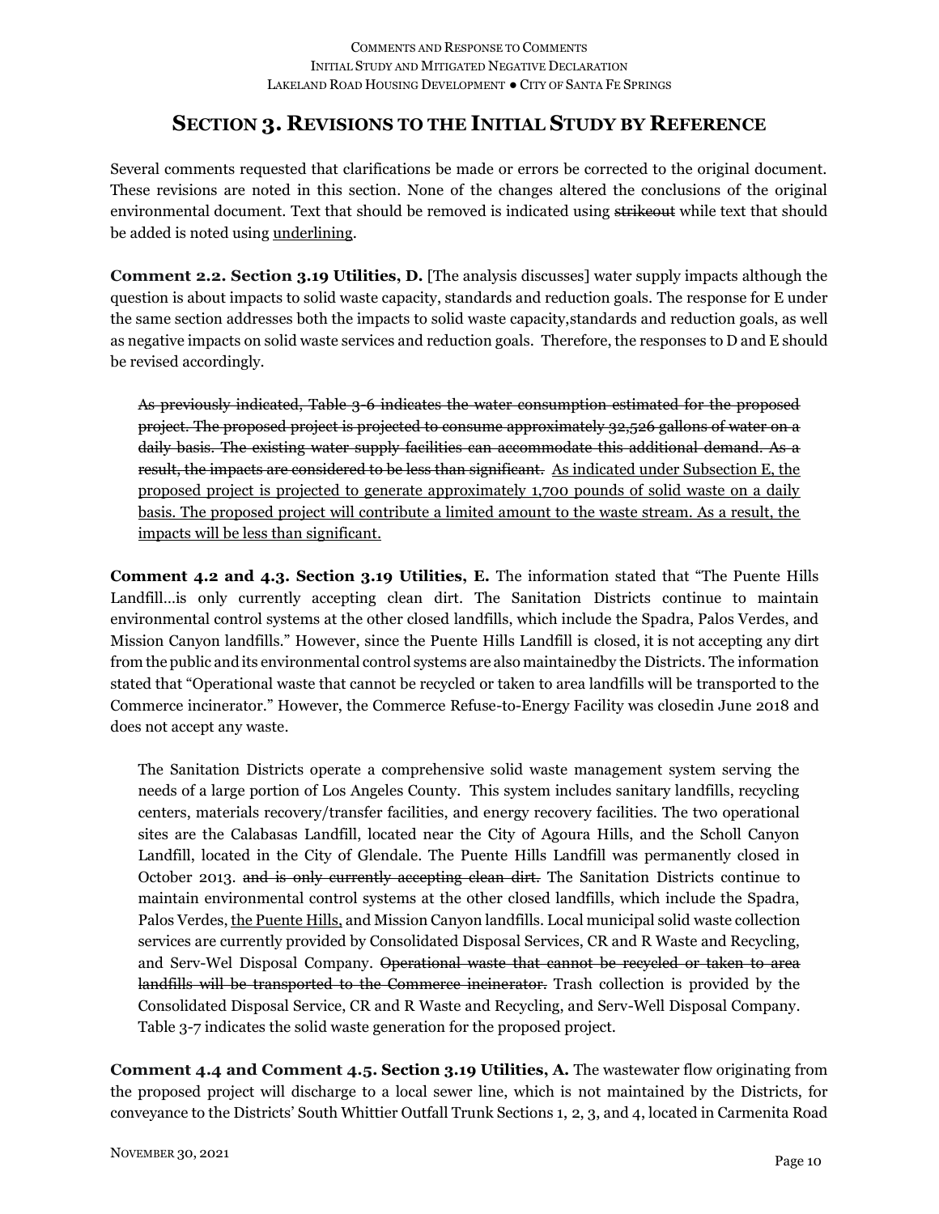## Section 3. Revisions to the Initial Study by Reference

Several comments requested that clarifications be made or errors be corrected to the original document. These revisions are noted in this section. None of the changes altered the conclusions of the original environmental document. Text that should be removed is indicated using ~~strikeout~~ while text that should be added is noted using <u>underlining</u>.

**Comment 2.2. Section 3.19 Utilities, D.** [The analysis discusses] water supply impacts although the question is about impacts to solid waste capacity, standards and reduction goals. The response for E under the same section addresses both the impacts to solid waste capacity,standards and reduction goals, as well as negative impacts on solid waste services and reduction goals. Therefore, the responses to D and E should be revised accordingly.

> ~~As previously indicated, Table 3-6 indicates the water consumption estimated for the proposed project. The proposed project is projected to consume approximately 32,526 gallons of water on a daily basis. The existing water supply facilities can accommodate this additional demand. As a result, the impacts are considered to be less than significant.~~ <u>As indicated under Subsection E, the proposed project is projected to generate approximately 1,700 pounds of solid waste on a daily basis. The proposed project will contribute a limited amount to the waste stream. As a result, the impacts will be less than significant.</u>

**Comment 4.2 and 4.3. Section 3.19 Utilities, E.** The information stated that "The Puente Hills Landfill…is only currently accepting clean dirt. The Sanitation Districts continue to maintain environmental control systems at the other closed landfills, which include the Spadra, Palos Verdes, and Mission Canyon landfills." However, since the Puente Hills Landfill is closed, it is not accepting any dirt from the public and its environmental control systems are also maintainedby the Districts. The information stated that "Operational waste that cannot be recycled or taken to area landfills will be transported to the Commerce incinerator." However, the Commerce Refuse-to-Energy Facility was closedin June 2018 and does not accept any waste.

> The Sanitation Districts operate a comprehensive solid waste management system serving the needs of a large portion of Los Angeles County. This system includes sanitary landfills, recycling centers, materials recovery/transfer facilities, and energy recovery facilities. The two operational sites are the Calabasas Landfill, located near the City of Agoura Hills, and the Scholl Canyon Landfill, located in the City of Glendale. The Puente Hills Landfill was permanently closed in October 2013. ~~and is only currently accepting clean dirt.~~ The Sanitation Districts continue to maintain environmental control systems at the other closed landfills, which include the Spadra, Palos Verdes, <u>the Puente Hills,</u> and Mission Canyon landfills. Local municipal solid waste collection services are currently provided by Consolidated Disposal Services, CR and R Waste and Recycling, and Serv-Wel Disposal Company. ~~Operational waste that cannot be recycled or taken to area landfills will be transported to the Commerce incinerator.~~ Trash collection is provided by the Consolidated Disposal Service, CR and R Waste and Recycling, and Serv-Well Disposal Company. Table 3-7 indicates the solid waste generation for the proposed project.

**Comment 4.4 and Comment 4.5. Section 3.19 Utilities, A.** The wastewater flow originating from the proposed project will discharge to a local sewer line, which is not maintained by the Districts, for conveyance to the Districts' South Whittier Outfall Trunk Sections 1, 2, 3, and 4, located in Carmenita Road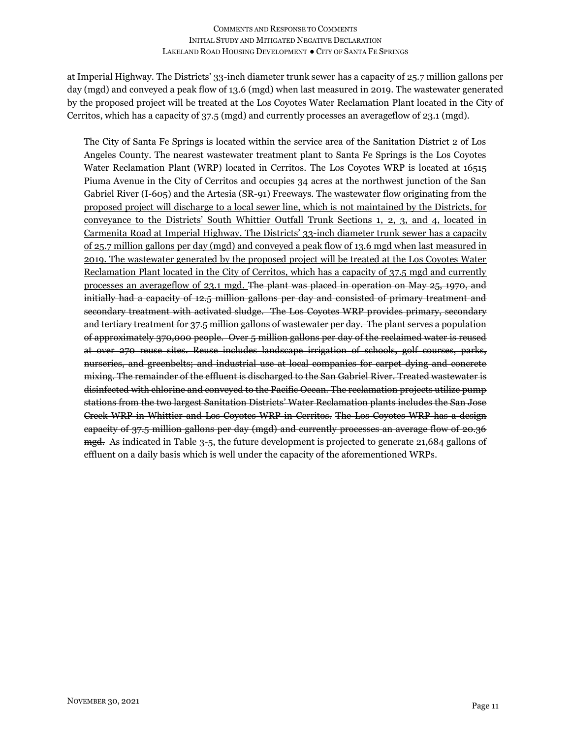at Imperial Highway. The Districts' 33-inch diameter trunk sewer has a capacity of 25.7 million gallons per day (mgd) and conveyed a peak flow of 13.6 (mgd) when last measured in 2019. The wastewater generated by the proposed project will be treated at the Los Coyotes Water Reclamation Plant located in the City of Cerritos, which has a capacity of 37.5 (mgd) and currently processes an averageflow of 23.1 (mgd).

> The City of Santa Fe Springs is located within the service area of the Sanitation District 2 of Los Angeles County. The nearest wastewater treatment plant to Santa Fe Springs is the Los Coyotes Water Reclamation Plant (WRP) located in Cerritos. The Los Coyotes WRP is located at 16515 Piuma Avenue in the City of Cerritos and occupies 34 acres at the northwest junction of the San Gabriel River (I-605) and the Artesia (SR-91) Freeways. <u>The wastewater flow originating from the proposed project will discharge to a local sewer line, which is not maintained by the Districts, for conveyance to the Districts' South Whittier Outfall Trunk Sections 1, 2, 3, and 4, located in Carmenita Road at Imperial Highway. The Districts' 33-inch diameter trunk sewer has a capacity of 25.7 million gallons per day (mgd) and conveyed a peak flow of 13.6 mgd when last measured in 2019. The wastewater generated by the proposed project will be treated at the Los Coyotes Water Reclamation Plant located in the City of Cerritos, which has a capacity of 37.5 mgd and currently processes an averageflow of 23.1 mgd.</u> ~~The plant was placed in operation on May 25, 1970, and initially had a capacity of 12.5 million gallons per day and consisted of primary treatment and secondary treatment with activated sludge. The Los Coyotes WRP provides primary, secondary and tertiary treatment for 37.5 million gallons of wastewater per day. The plant serves a population of approximately 370,000 people. Over 5 million gallons per day of the reclaimed water is reused at over 270 reuse sites. Reuse includes landscape irrigation of schools, golf courses, parks, nurseries, and greenbelts; and industrial use at local companies for carpet dying and concrete mixing. The remainder of the effluent is discharged to the San Gabriel River. Treated wastewater is disinfected with chlorine and conveyed to the Pacific Ocean. The reclamation projects utilize pump stations from the two largest Sanitation Districts' Water Reclamation plants includes the San Jose Creek WRP in Whittier and Los Coyotes WRP in Cerritos. The Los Coyotes WRP has a design capacity of 37.5 million gallons per day (mgd) and currently processes an average flow of 20.36 mgd.~~ As indicated in Table 3-5, the future development is projected to generate 21,684 gallons of effluent on a daily basis which is well under the capacity of the aforementioned WRPs.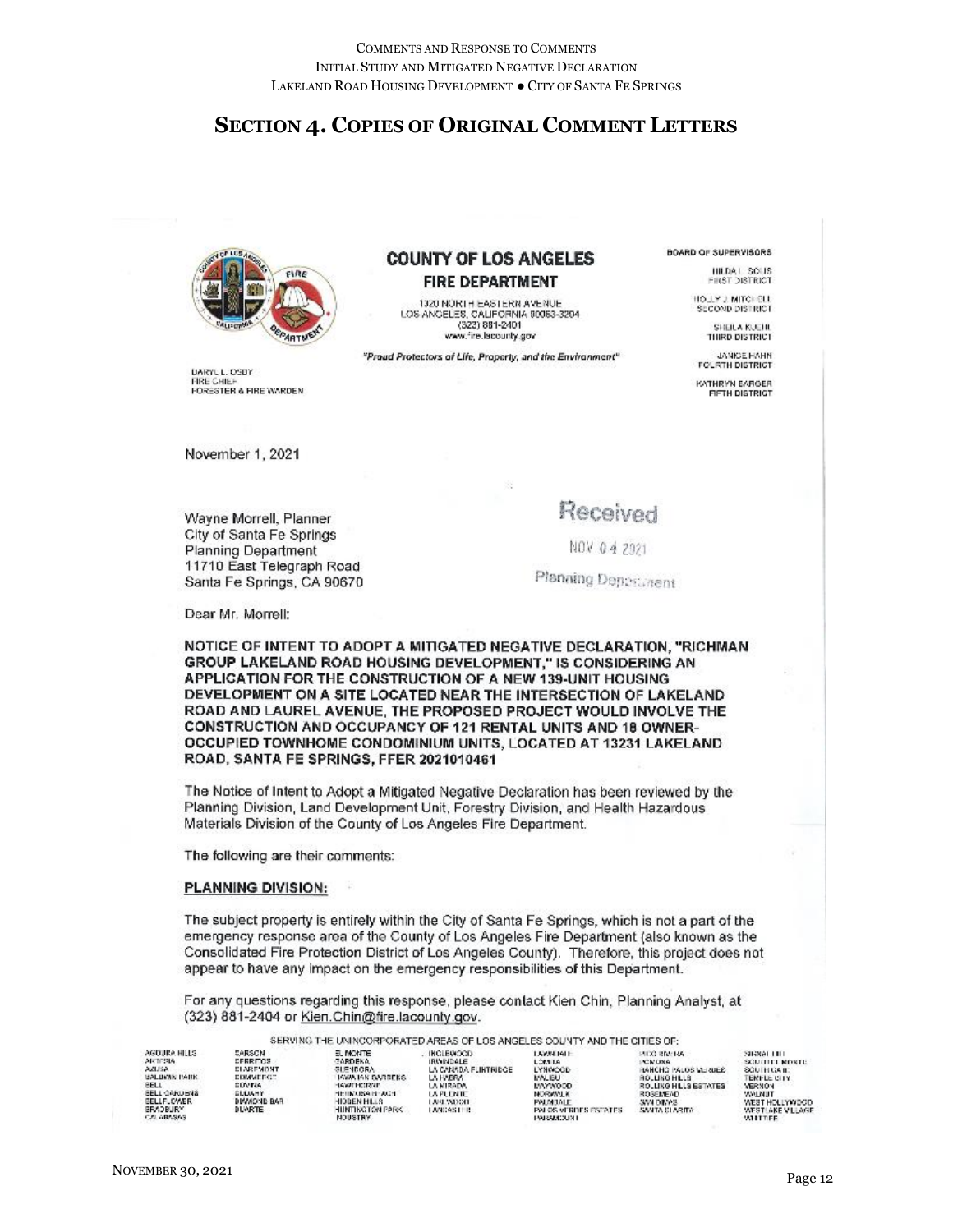## SECTION 4. COPIES OF ORIGINAL COMMENT LETTERS

**COUNTY OF LOS ANGELES**
**FIRE DEPARTMENT**

1320 NORTH EASTERN AVENUE
LOS ANGELES, CALIFORNIA 90063-3294
(323) 881-2401
www.fire.lacounty.gov

*"Proud Protectors of Life, Property, and the Environment"*

DARYL L. OSBY
FIRE CHIEF
FORESTER & FIRE WARDEN

BOARD OF SUPERVISORS

HILDA L. SOLIS
FIRST DISTRICT

HOLLY J. MITCHELL
SECOND DISTRICT

SHEILA KUEHL
THIRD DISTRICT

JANICE HAHN
FOURTH DISTRICT

KATHRYN BARGER
FIFTH DISTRICT

November 1, 2021

Received
NOV 04 2021
Planning Department

Wayne Morrell, Planner
City of Santa Fe Springs
Planning Department
11710 East Telegraph Road
Santa Fe Springs, CA 90670

Dear Mr. Morrell:

**NOTICE OF INTENT TO ADOPT A MITIGATED NEGATIVE DECLARATION, "RICHMAN GROUP LAKELAND ROAD HOUSING DEVELOPMENT," IS CONSIDERING AN APPLICATION FOR THE CONSTRUCTION OF A NEW 139-UNIT HOUSING DEVELOPMENT ON A SITE LOCATED NEAR THE INTERSECTION OF LAKELAND ROAD AND LAUREL AVENUE, THE PROPOSED PROJECT WOULD INVOLVE THE CONSTRUCTION AND OCCUPANCY OF 121 RENTAL UNITS AND 18 OWNER-OCCUPIED TOWNHOME CONDOMINIUM UNITS, LOCATED AT 13231 LAKELAND ROAD, SANTA FE SPRINGS, FFER 2021010461**

The Notice of Intent to Adopt a Mitigated Negative Declaration has been reviewed by the Planning Division, Land Development Unit, Forestry Division, and Health Hazardous Materials Division of the County of Los Angeles Fire Department.

The following are their comments:

**PLANNING DIVISION:**

The subject property is entirely within the City of Santa Fe Springs, which is not a part of the emergency response area of the County of Los Angeles Fire Department (also known as the Consolidated Fire Protection District of Los Angeles County). Therefore, this project does not appear to have any impact on the emergency responsibilities of this Department.

For any questions regarding this response, please contact Kien Chin, Planning Analyst, at (323) 881-2404 or Kien.Chin@fire.lacounty.gov.

SERVING THE UNINCORPORATED AREAS OF LOS ANGELES COUNTY AND THE CITIES OF:

AGOURA HILLS, ARTESIA, AZUSA, BALDWIN PARK, BELL, BELL GARDENS, BELLFLOWER, BRADBURY, CALABASAS, CARSON, CERRITOS, CLAREMONT, COMMERCE, COVINA, CUDAHY, DIAMOND BAR, DUARTE, EL MONTE, GARDENA, GLENDORA, HAWAIIAN GARDENS, HAWTHORNE, HERMOSA BEACH, HIDDEN HILLS, HUNTINGTON PARK, INDUSTRY, INGLEWOOD, IRWINDALE, LA CANADA FLINTRIDGE, LA HABRA, LA MIRADA, LA PUENTE, LAKEWOOD, LANCASTER, LAWNDALE, LOMITA, LYNWOOD, MALIBU, MAYWOOD, NORWALK, PALMDALE, PALOS VERDES ESTATES, PARAMOUNT, PICO RIVERA, POMONA, RANCHO PALOS VERDES, ROLLING HILLS, ROLLING HILLS ESTATES, ROSEMEAD, SAN DIMAS, SANTA CLARITA, SIGNAL HILL, SOUTH EL MONTE, SOUTH GATE, TEMPLE CITY, VERNON, WALNUT, WEST HOLLYWOOD, WESTLAKE VILLAGE, WHITTIER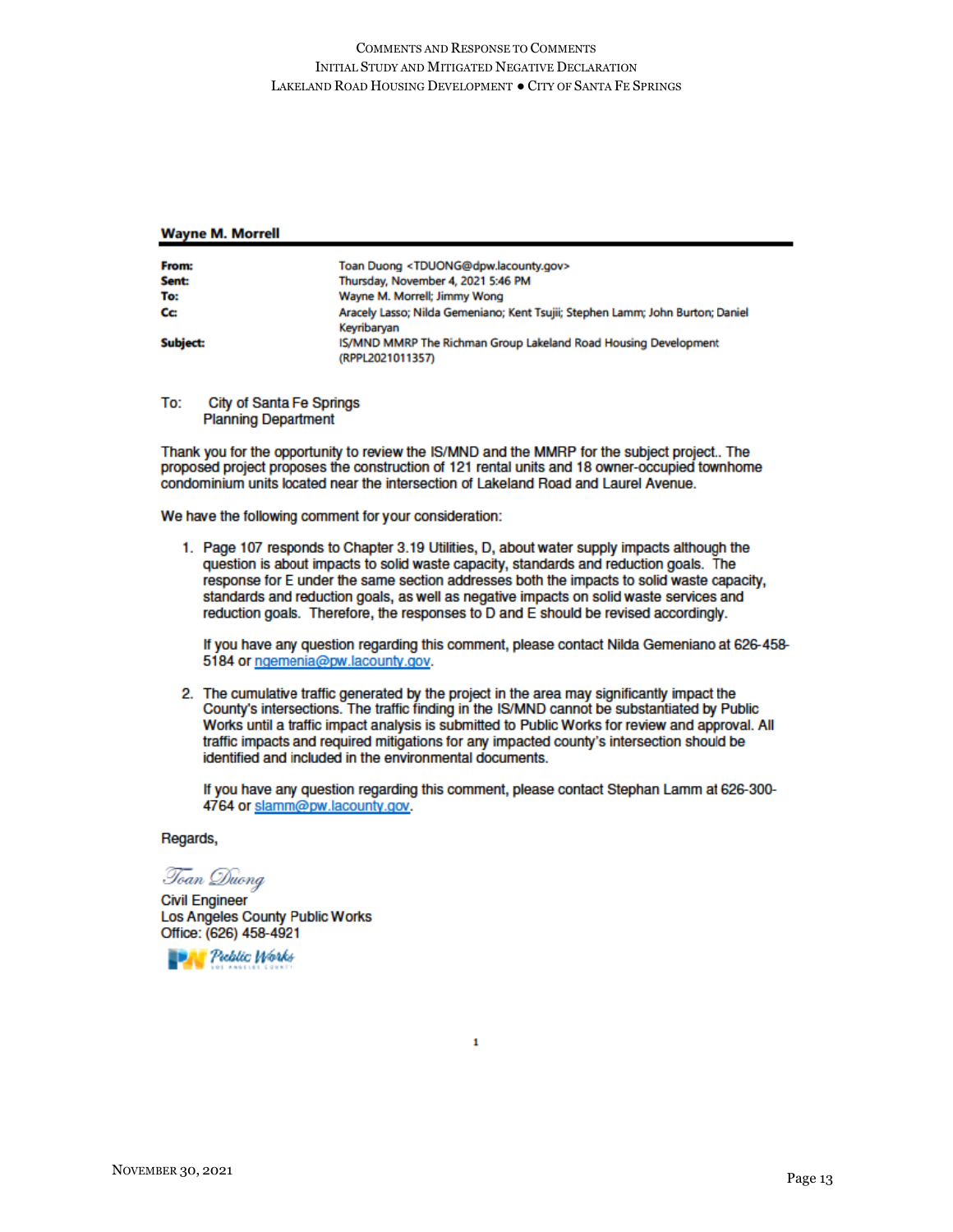**Wayne M. Morrell**

| | |
|---|---|
| **From:** | Toan Duong <TDUONG@dpw.lacounty.gov> |
| **Sent:** | Thursday, November 4, 2021 5:46 PM |
| **To:** | Wayne M. Morrell; Jimmy Wong |
| **Cc:** | Aracely Lasso; Nilda Gemeniano; Kent Tsujii; Stephen Lamm; John Burton; Daniel Keyribaryan |
| **Subject:** | IS/MND MMRP The Richman Group Lakeland Road Housing Development (RPPL2021011357) |

To: City of Santa Fe Springs
Planning Department

Thank you for the opportunity to review the IS/MND and the MMRP for the subject project.. The proposed project proposes the construction of 121 rental units and 18 owner-occupied townhome condominium units located near the intersection of Lakeland Road and Laurel Avenue.

We have the following comment for your consideration:

1. Page 107 responds to Chapter 3.19 Utilities, D, about water supply impacts although the question is about impacts to solid waste capacity, standards and reduction goals. The response for E under the same section addresses both the impacts to solid waste capacity, standards and reduction goals, as well as negative impacts on solid waste services and reduction goals. Therefore, the responses to D and E should be revised accordingly.

   If you have any question regarding this comment, please contact Nilda Gemeniano at 626-458-5184 or ngemenia@pw.lacounty.gov.

2. The cumulative traffic generated by the project in the area may significantly impact the County's intersections. The traffic finding in the IS/MND cannot be substantiated by Public Works until a traffic impact analysis is submitted to Public Works for review and approval. All traffic impacts and required mitigations for any impacted county's intersection should be identified and included in the environmental documents.

   If you have any question regarding this comment, please contact Stephan Lamm at 626-300-4764 or slamm@pw.lacounty.gov.

Regards,

*Toan Duong*
Civil Engineer
Los Angeles County Public Works
Office: (626) 458-4921

Public Works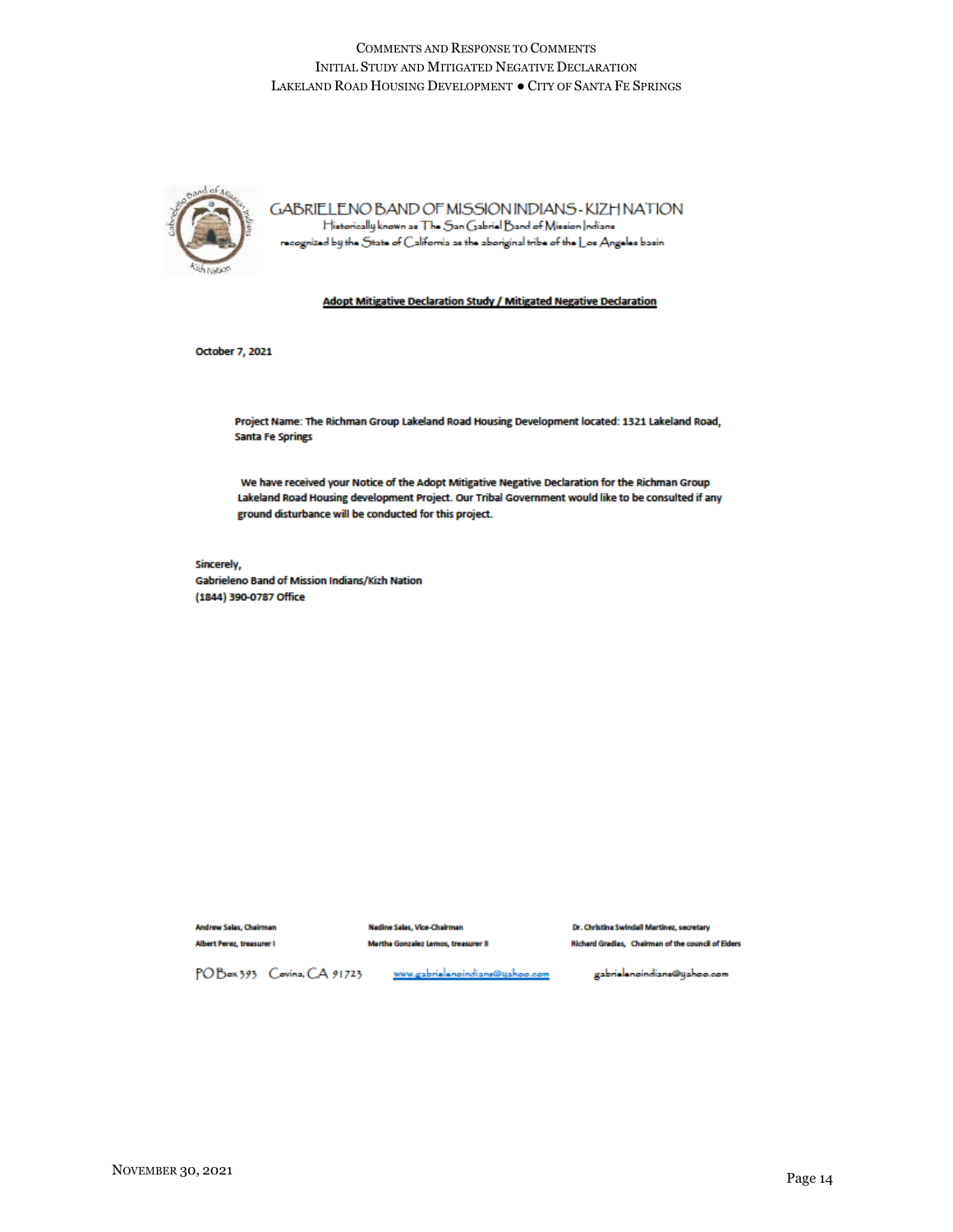GABRIELENO BAND OF MISSION INDIANS - KIZH NATION

Historically known as The San Gabriel Band of Mission Indians

recognized by the State of California as the aboriginal tribe of the Los Angeles basin

**Adopt Mitigative Declaration Study / Mitigated Negative Declaration**

**October 7, 2021**

**Project Name: The Richman Group Lakeland Road Housing Development located: 1321 Lakeland Road, Santa Fe Springs**

**We have received your Notice of the Adopt Mitigative Negative Declaration for the Richman Group Lakeland Road Housing development Project. Our Tribal Government would like to be consulted if any ground disturbance will be conducted for this project.**

**Sincerely,**
**Gabrieleno Band of Mission Indians/Kizh Nation**
**(1844) 390-0787 Office**

Andrew Salas, Chairman | Nadine Salas, Vice-Chairman | Dr. Christina Swindall Martinez, secretary
Albert Perez, treasurer I | Martha Gonzalez Lemos, treasurer II | Richard Gradias, Chairman of the council of Elders

PO Box 393 Covina, CA 91723 www.gabrielenoindians@yahoo.com gabrielenoindians@yahoo.com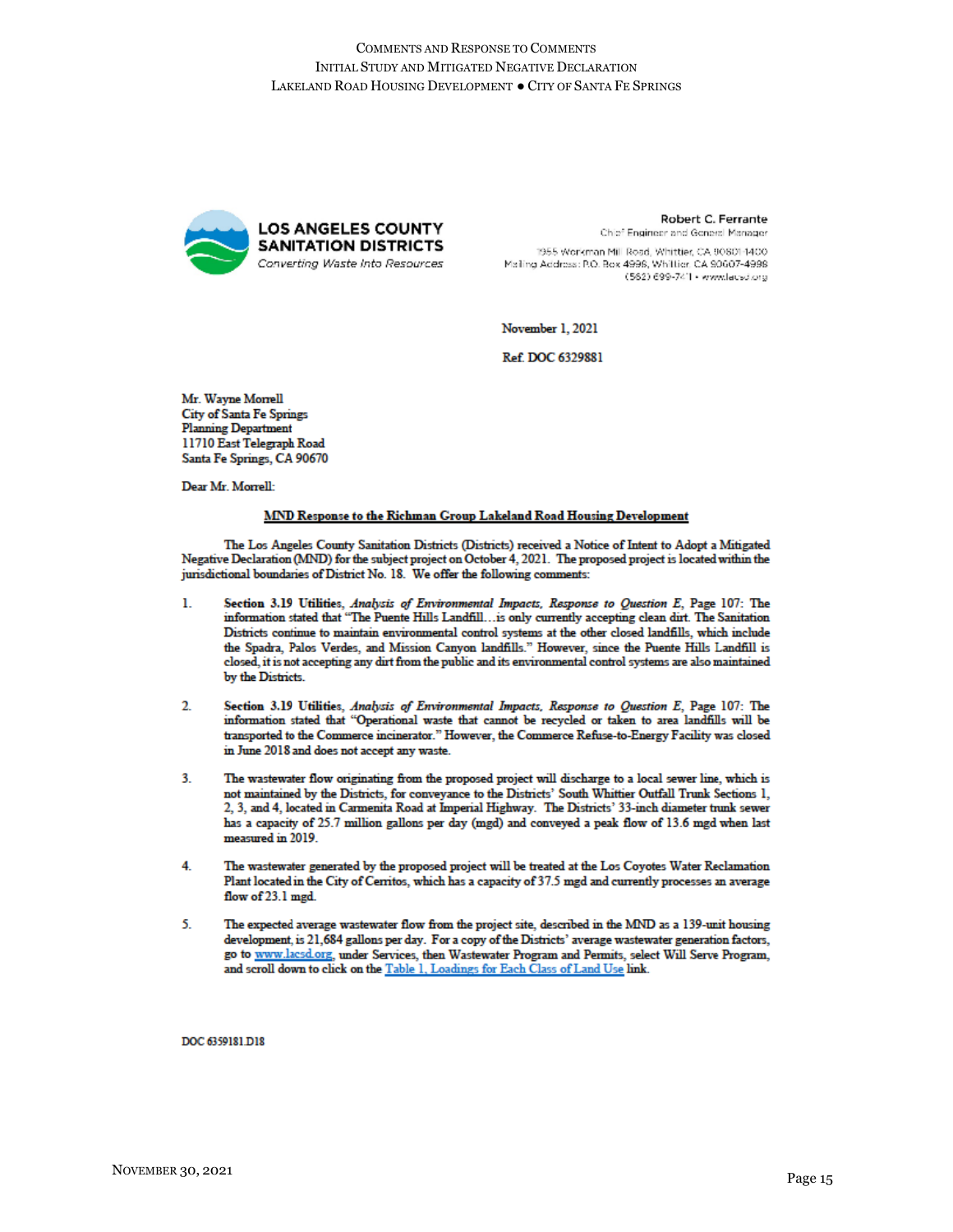**LOS ANGELES COUNTY SANITATION DISTRICTS**
*Converting Waste Into Resources*

Robert C. Ferrante
Chief Engineer and General Manager

1955 Workman Mill Road, Whittier, CA 90601-1400
Mailing Address: P.O. Box 4998, Whittier, CA 90607-4998
(562) 699-7411 • www.lacsd.org

November 1, 2021

Ref. DOC 6329881

Mr. Wayne Morrell
City of Santa Fe Springs
Planning Department
11710 East Telegraph Road
Santa Fe Springs, CA 90670

Dear Mr. Morrell:

**MND Response to the Richman Group Lakeland Road Housing Development**

The Los Angeles County Sanitation Districts (Districts) received a Notice of Intent to Adopt a Mitigated Negative Declaration (MND) for the subject project on October 4, 2021. The proposed project is located within the jurisdictional boundaries of District No. 18. We offer the following comments:

1. **Section 3.19 Utilities**, *Analysis of Environmental Impacts, Response to Question E*, Page 107: The information stated that "The Puente Hills Landfill…is only currently accepting clean dirt. The Sanitation Districts continue to maintain environmental control systems at the other closed landfills, which include the Spadra, Palos Verdes, and Mission Canyon landfills." However, since the Puente Hills Landfill is closed, it is not accepting any dirt from the public and its environmental control systems are also maintained by the Districts.

2. **Section 3.19 Utilities**, *Analysis of Environmental Impacts, Response to Question E*, Page 107: The information stated that "Operational waste that cannot be recycled or taken to area landfills will be transported to the Commerce incinerator." However, the Commerce Refuse-to-Energy Facility was closed in June 2018 and does not accept any waste.

3. The wastewater flow originating from the proposed project will discharge to a local sewer line, which is not maintained by the Districts, for conveyance to the Districts' South Whittier Outfall Trunk Sections 1, 2, 3, and 4, located in Carmenita Road at Imperial Highway. The Districts' 33-inch diameter trunk sewer has a capacity of 25.7 million gallons per day (mgd) and conveyed a peak flow of 13.6 mgd when last measured in 2019.

4. The wastewater generated by the proposed project will be treated at the Los Coyotes Water Reclamation Plant located in the City of Cerritos, which has a capacity of 37.5 mgd and currently processes an average flow of 23.1 mgd.

5. The expected average wastewater flow from the project site, described in the MND as a 139-unit housing development, is 21,684 gallons per day. For a copy of the Districts' average wastewater generation factors, go to www.lacsd.org, under Services, then Wastewater Program and Permits, select Will Serve Program, and scroll down to click on the Table 1, Loadings for Each Class of Land Use link.

DOC 6359181.D18